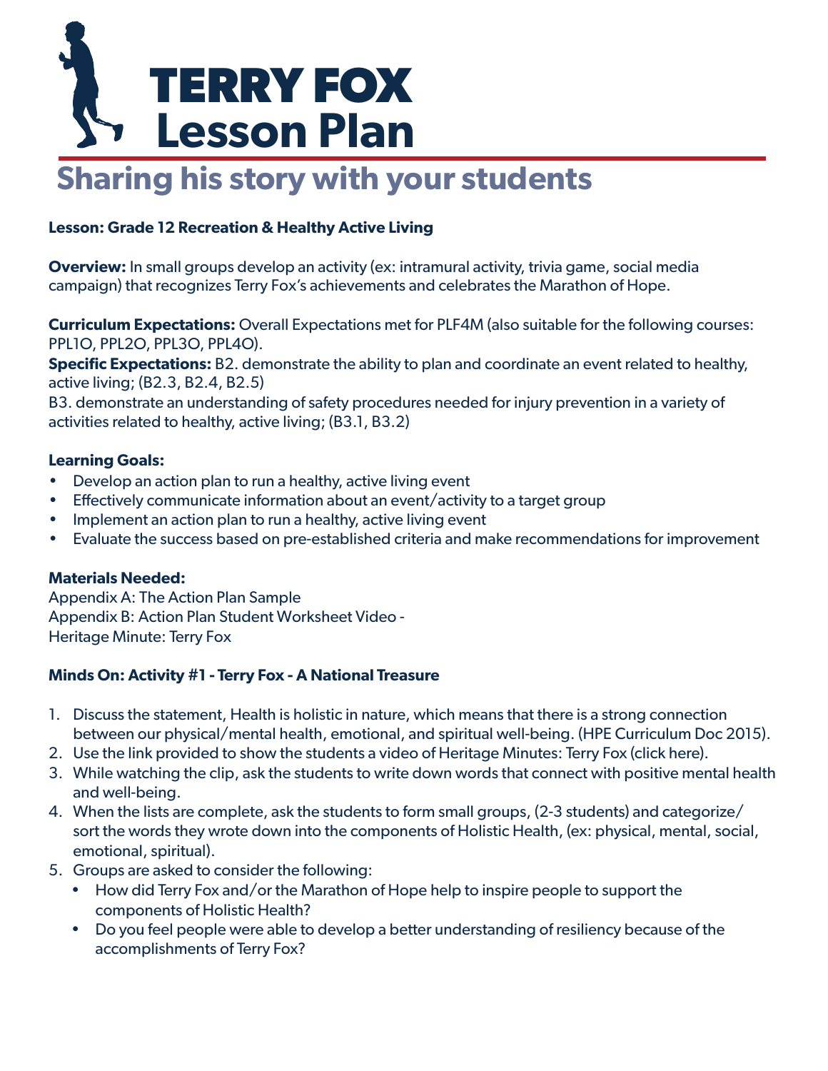# TERRY FOX Lesson Plan

## Sharing his story with your students

**Lesson: Grade 12 Recreation & Healthy Active Living**

**Overview:** In small groups develop an activity (ex: intramural activity, trivia game, social media campaign) that recognizes Terry Fox's achievements and celebrates the Marathon of Hope.

**Curriculum Expectations:** Overall Expectations met for PLF4M (also suitable for the following courses: PPL1O, PPL2O, PPL3O, PPL4O).
**Specific Expectations:** B2. demonstrate the ability to plan and coordinate an event related to healthy, active living; (B2.3, B2.4, B2.5)
B3. demonstrate an understanding of safety procedures needed for injury prevention in a variety of activities related to healthy, active living; (B3.1, B3.2)

**Learning Goals:**

- Develop an action plan to run a healthy, active living event
- Effectively communicate information about an event/activity to a target group
- Implement an action plan to run a healthy, active living event
- Evaluate the success based on pre-established criteria and make recommendations for improvement

**Materials Needed:**
Appendix A: The Action Plan Sample
Appendix B: Action Plan Student Worksheet Video -
Heritage Minute: Terry Fox

**Minds On: Activity #1 - Terry Fox - A National Treasure**

1. Discuss the statement, Health is holistic in nature, which means that there is a strong connection between our physical/mental health, emotional, and spiritual well-being. (HPE Curriculum Doc 2015).
2. Use the link provided to show the students a video of Heritage Minutes: Terry Fox (click here).
3. While watching the clip, ask the students to write down words that connect with positive mental health and well-being.
4. When the lists are complete, ask the students to form small groups, (2-3 students) and categorize/sort the words they wrote down into the components of Holistic Health, (ex: physical, mental, social, emotional, spiritual).
5. Groups are asked to consider the following:
   - How did Terry Fox and/or the Marathon of Hope help to inspire people to support the components of Holistic Health?
   - Do you feel people were able to develop a better understanding of resiliency because of the accomplishments of Terry Fox?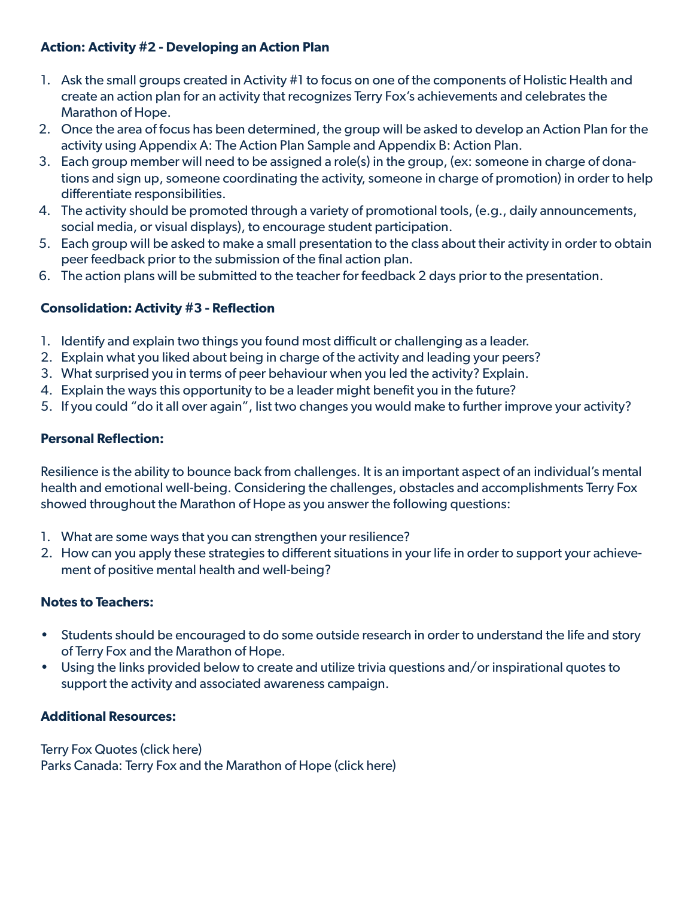**Action: Activity #2 - Developing an Action Plan**

1. Ask the small groups created in Activity #1 to focus on one of the components of Holistic Health and create an action plan for an activity that recognizes Terry Fox's achievements and celebrates the Marathon of Hope.
2. Once the area of focus has been determined, the group will be asked to develop an Action Plan for the activity using Appendix A: The Action Plan Sample and Appendix B: Action Plan.
3. Each group member will need to be assigned a role(s) in the group, (ex: someone in charge of donations and sign up, someone coordinating the activity, someone in charge of promotion) in order to help differentiate responsibilities.
4. The activity should be promoted through a variety of promotional tools, (e.g., daily announcements, social media, or visual displays), to encourage student participation.
5. Each group will be asked to make a small presentation to the class about their activity in order to obtain peer feedback prior to the submission of the final action plan.
6. The action plans will be submitted to the teacher for feedback 2 days prior to the presentation.

**Consolidation: Activity #3 - Reflection**

1. Identify and explain two things you found most difficult or challenging as a leader.
2. Explain what you liked about being in charge of the activity and leading your peers?
3. What surprised you in terms of peer behaviour when you led the activity? Explain.
4. Explain the ways this opportunity to be a leader might benefit you in the future?
5. If you could "do it all over again", list two changes you would make to further improve your activity?

**Personal Reflection:**

Resilience is the ability to bounce back from challenges. It is an important aspect of an individual's mental health and emotional well-being. Considering the challenges, obstacles and accomplishments Terry Fox showed throughout the Marathon of Hope as you answer the following questions:

1. What are some ways that you can strengthen your resilience?
2. How can you apply these strategies to different situations in your life in order to support your achievement of positive mental health and well-being?

**Notes to Teachers:**

- Students should be encouraged to do some outside research in order to understand the life and story of Terry Fox and the Marathon of Hope.
- Using the links provided below to create and utilize trivia questions and/or inspirational quotes to support the activity and associated awareness campaign.

**Additional Resources:**

Terry Fox Quotes (click here)
Parks Canada: Terry Fox and the Marathon of Hope (click here)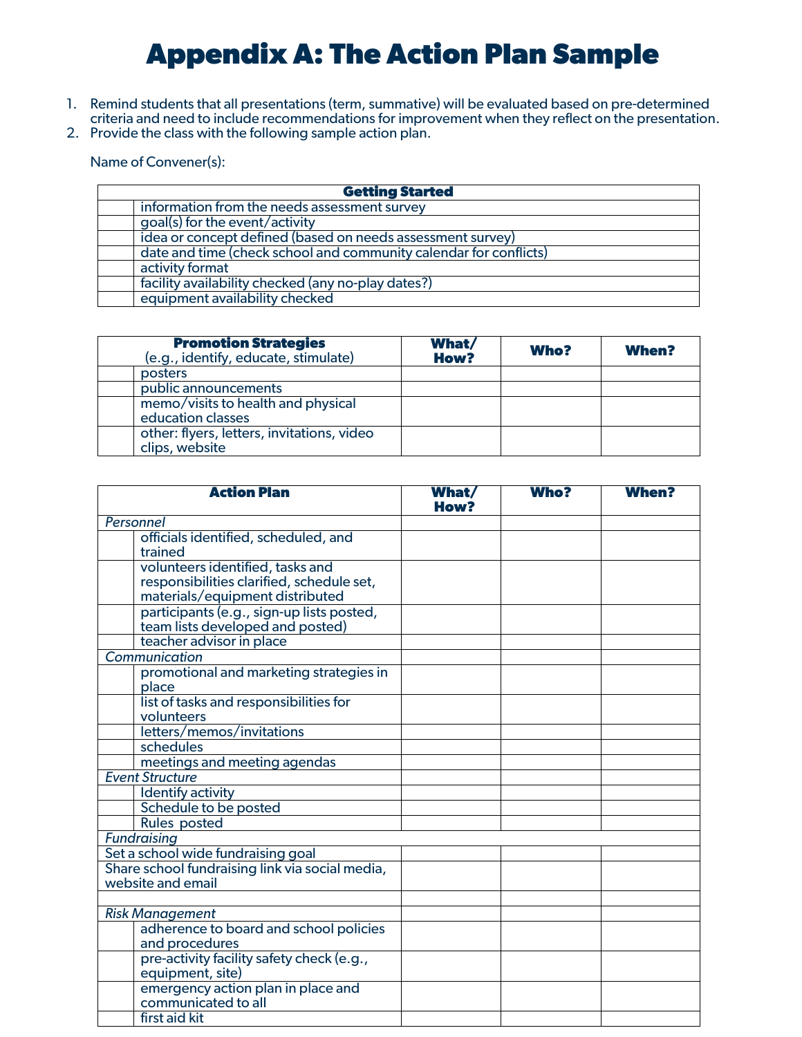# Appendix A: The Action Plan Sample

1. Remind students that all presentations (term, summative) will be evaluated based on pre-determined criteria and need to include recommendations for improvement when they reflect on the presentation.
2. Provide the class with the following sample action plan.

Name of Convener(s):

| | **Getting Started** |
|---|---|
| | information from the needs assessment survey |
| | goal(s) for the event/activity |
| | idea or concept defined (based on needs assessment survey) |
| | date and time (check school and community calendar for conflicts) |
| | activity format |
| | facility availability checked (any no-play dates?) |
| | equipment availability checked |

| | **Promotion Strategies** (e.g., identify, educate, stimulate) | **What/ How?** | **Who?** | **When?** |
|---|---|---|---|---|
| | posters | | | |
| | public announcements | | | |
| | memo/visits to health and physical education classes | | | |
| | other: flyers, letters, invitations, video clips, website | | | |

| | **Action Plan** | **What/ How?** | **Who?** | **When?** |
|---|---|---|---|---|
| *Personnel* | | | | |
| | officials identified, scheduled, and trained | | | |
| | volunteers identified, tasks and responsibilities clarified, schedule set, materials/equipment distributed | | | |
| | participants (e.g., sign-up lists posted, team lists developed and posted) | | | |
| | teacher advisor in place | | | |
| *Communication* | | | | |
| | promotional and marketing strategies in place | | | |
| | list of tasks and responsibilities for volunteers | | | |
| | letters/memos/invitations | | | |
| | schedules | | | |
| | meetings and meeting agendas | | | |
| *Event Structure* | | | | |
| | Identify activity | | | |
| | Schedule to be posted | | | |
| | Rules posted | | | |
| *Fundraising* | | | | |
| Set a school wide fundraising goal | | | | |
| Share school fundraising link via social media, website and email | | | | |
| | | | | |
| *Risk Management* | | | | |
| | adherence to board and school policies and procedures | | | |
| | pre-activity facility safety check (e.g., equipment, site) | | | |
| | emergency action plan in place and communicated to all | | | |
| | first aid kit | | | |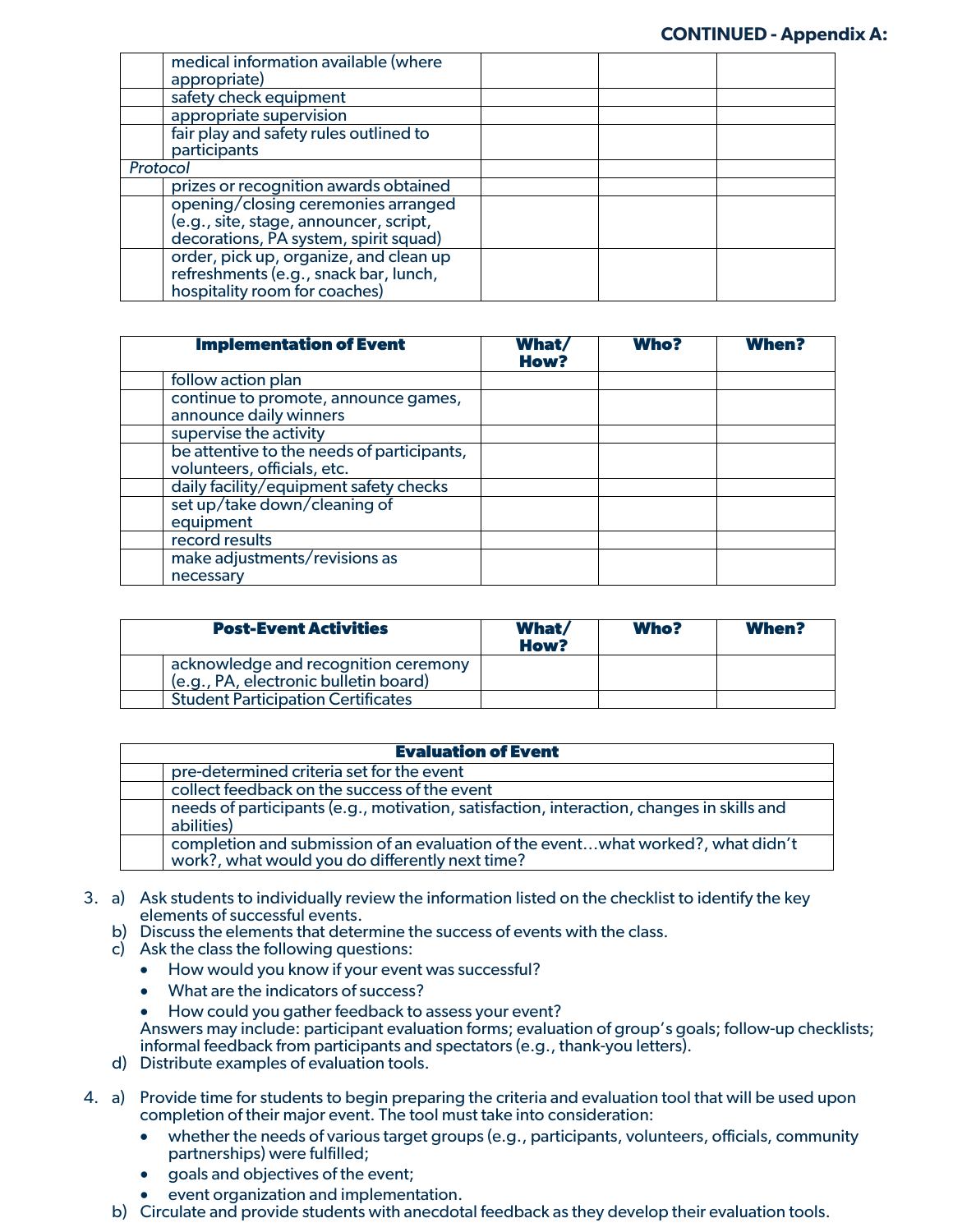**CONTINUED - Appendix A:**

| | | | | |
|---|---|---|---|---|
| | medical information available (where appropriate) | | | |
| | safety check equipment | | | |
| | appropriate supervision | | | |
| | fair play and safety rules outlined to participants | | | |
| *Protocol* | | | | |
| | prizes or recognition awards obtained | | | |
| | opening/closing ceremonies arranged (e.g., site, stage, announcer, script, decorations, PA system, spirit squad) | | | |
| | order, pick up, organize, and clean up refreshments (e.g., snack bar, lunch, hospitality room for coaches) | | | |

| **Implementation of Event** | | **What/ How?** | **Who?** | **When?** |
|---|---|---|---|---|
| | follow action plan | | | |
| | continue to promote, announce games, announce daily winners | | | |
| | supervise the activity | | | |
| | be attentive to the needs of participants, volunteers, officials, etc. | | | |
| | daily facility/equipment safety checks | | | |
| | set up/take down/cleaning of equipment | | | |
| | record results | | | |
| | make adjustments/revisions as necessary | | | |

| **Post-Event Activities** | | **What/ How?** | **Who?** | **When?** |
|---|---|---|---|---|
| | acknowledge and recognition ceremony (e.g., PA, electronic bulletin board) | | | |
| | Student Participation Certificates | | | |

| **Evaluation of Event** | |
|---|---|
| | pre-determined criteria set for the event |
| | collect feedback on the success of the event |
| | needs of participants (e.g., motivation, satisfaction, interaction, changes in skills and abilities) |
| | completion and submission of an evaluation of the event…what worked?, what didn't work?, what would you do differently next time? |

3. a) Ask students to individually review the information listed on the checklist to identify the key elements of successful events.
   b) Discuss the elements that determine the success of events with the class.
   c) Ask the class the following questions:
   - How would you know if your event was successful?
   - What are the indicators of success?
   - How could you gather feedback to assess your event?

   Answers may include: participant evaluation forms; evaluation of group's goals; follow-up checklists; informal feedback from participants and spectators (e.g., thank-you letters).
   d) Distribute examples of evaluation tools.

4. a) Provide time for students to begin preparing the criteria and evaluation tool that will be used upon completion of their major event. The tool must take into consideration:
   - whether the needs of various target groups (e.g., participants, volunteers, officials, community partnerships) were fulfilled;
   - goals and objectives of the event;
   - event organization and implementation.

   b) Circulate and provide students with anecdotal feedback as they develop their evaluation tools.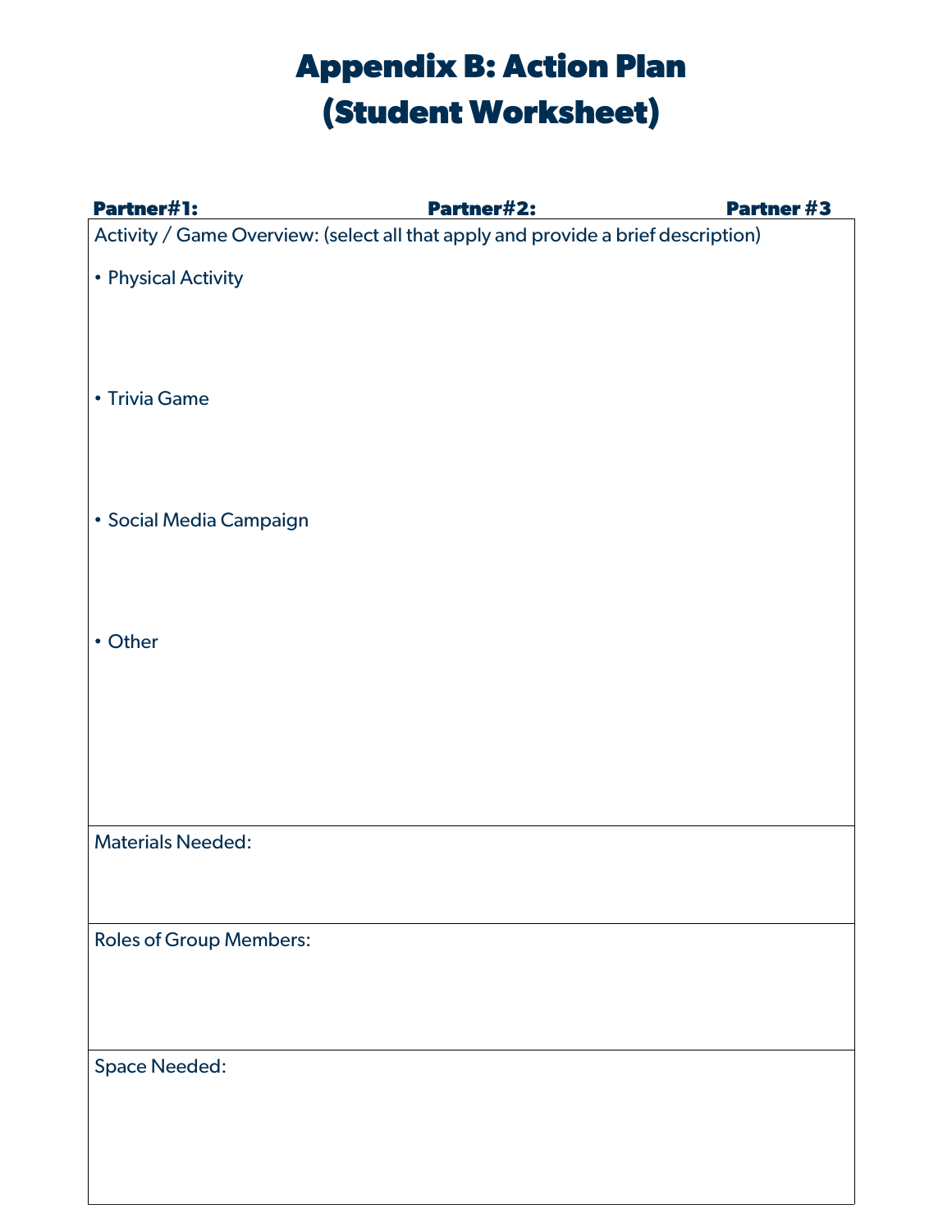# Appendix B: Action Plan (Student Worksheet)

**Partner#1:** **Partner#2:** **Partner #3**

Activity / Game Overview: (select all that apply and provide a brief description)

- Physical Activity

- Trivia Game

- Social Media Campaign

- Other

Materials Needed:

Roles of Group Members:

Space Needed: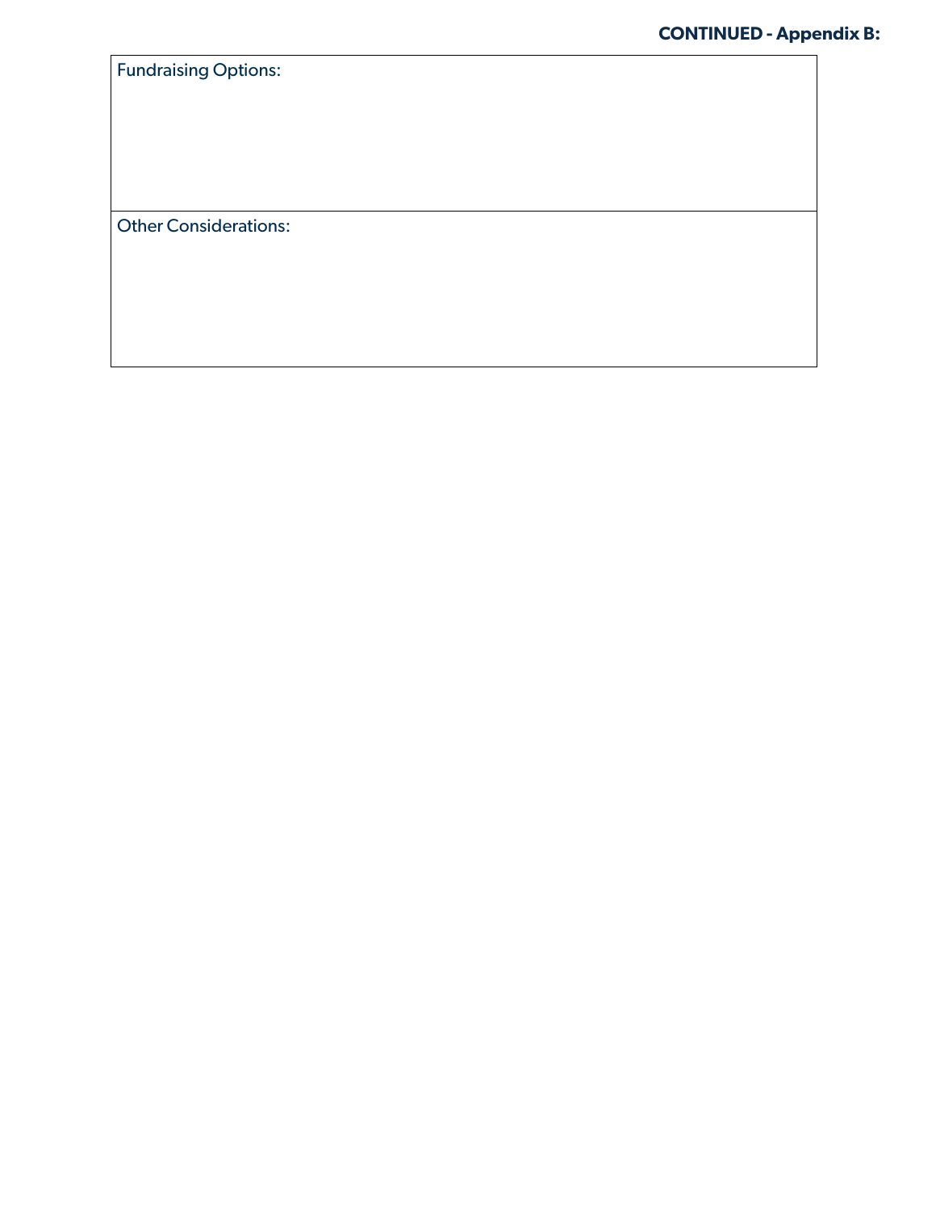**CONTINUED - Appendix B:**

| |
|---|
| Fundraising Options: |
| Other Considerations: |